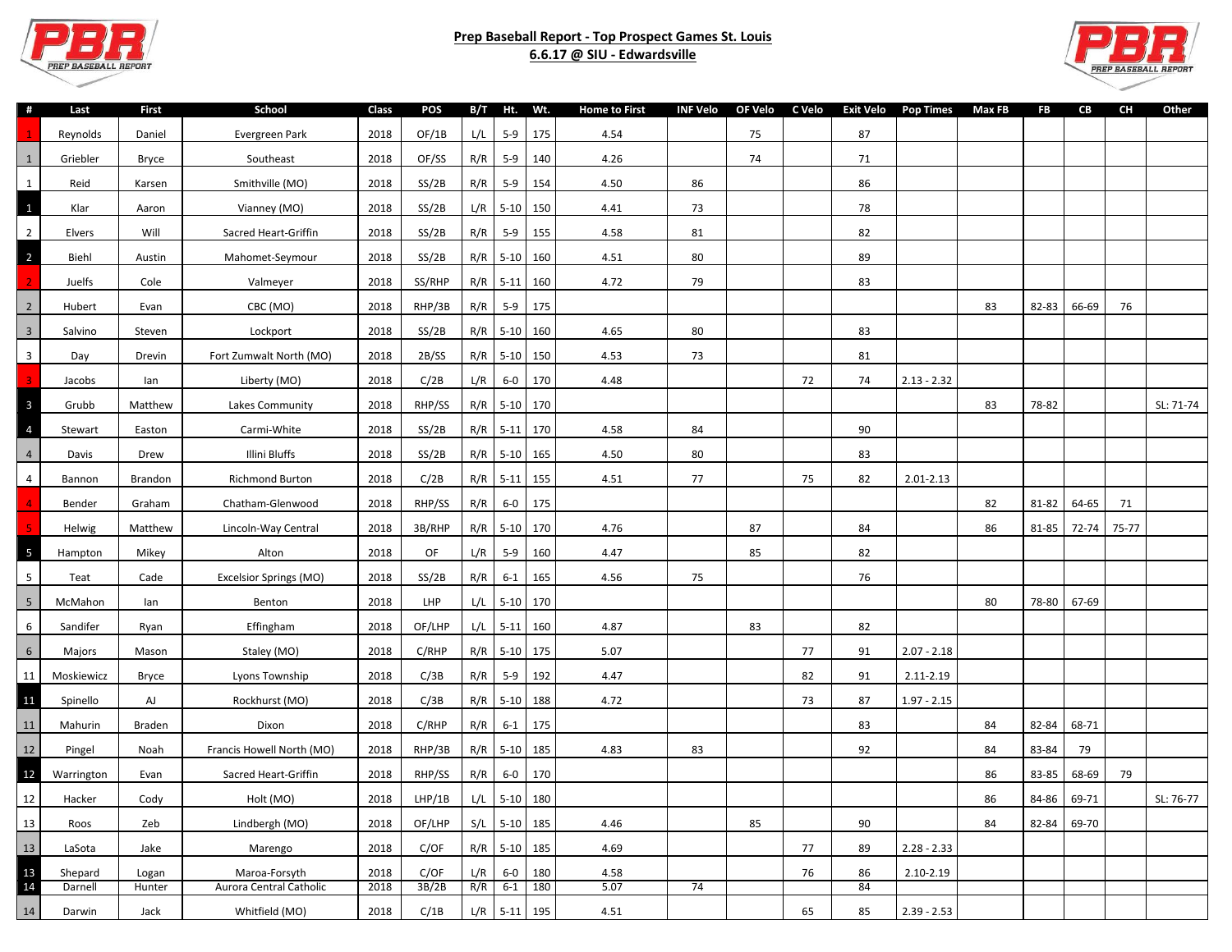# Prep Baseball Report - Top Prospect Games St. Louis

## 6.6.17 @ SIU - Edwardsville

| # | Last | First | School | Class | POS | B/T | Ht. | Wt. | Home to First | INF Velo | OF Velo | C Velo | Exit Velo | Pop Times | Max FB | FB | CB | CH | Other |
|---|---|---|---|---|---|---|---|---|---|---|---|---|---|---|---|---|---|---|---|
| 1 | Reynolds | Daniel | Evergreen Park | 2018 | OF/1B | L/L | 5-9 | 175 | 4.54 | | 75 | | 87 | | | | | | |
| 1 | Griebler | Bryce | Southeast | 2018 | OF/SS | R/R | 5-9 | 140 | 4.26 | | 74 | | 71 | | | | | | |
| 1 | Reid | Karsen | Smithville (MO) | 2018 | SS/2B | R/R | 5-9 | 154 | 4.50 | 86 | | | 86 | | | | | | |
| 1 | Klar | Aaron | Vianney (MO) | 2018 | SS/2B | L/R | 5-10 | 150 | 4.41 | 73 | | | 78 | | | | | | |
| 2 | Elvers | Will | Sacred Heart-Griffin | 2018 | SS/2B | R/R | 5-9 | 155 | 4.58 | 81 | | | 82 | | | | | | |
| 2 | Biehl | Austin | Mahomet-Seymour | 2018 | SS/2B | R/R | 5-10 | 160 | 4.51 | 80 | | | 89 | | | | | | |
| 2 | Juelfs | Cole | Valmeyer | 2018 | SS/RHP | R/R | 5-11 | 160 | 4.72 | 79 | | | 83 | | | | | | |
| 2 | Hubert | Evan | CBC (MO) | 2018 | RHP/3B | R/R | 5-9 | 175 | | | | | | | 83 | 82-83 | 66-69 | 76 | |
| 3 | Salvino | Steven | Lockport | 2018 | SS/2B | R/R | 5-10 | 160 | 4.65 | 80 | | | 83 | | | | | | |
| 3 | Day | Drevin | Fort Zumwalt North (MO) | 2018 | 2B/SS | R/R | 5-10 | 150 | 4.53 | 73 | | | 81 | | | | | | |
| 3 | Jacobs | Ian | Liberty (MO) | 2018 | C/2B | L/R | 6-0 | 170 | 4.48 | | | 72 | 74 | 2.13 - 2.32 | | | | | |
| 3 | Grubb | Matthew | Lakes Community | 2018 | RHP/SS | R/R | 5-10 | 170 | | | | | | | 83 | 78-82 | | | SL: 71-74 |
| 4 | Stewart | Easton | Carmi-White | 2018 | SS/2B | R/R | 5-11 | 170 | 4.58 | 84 | | | 90 | | | | | | |
| 4 | Davis | Drew | Illini Bluffs | 2018 | SS/2B | R/R | 5-10 | 165 | 4.50 | 80 | | | 83 | | | | | | |
| 4 | Bannon | Brandon | Richmond Burton | 2018 | C/2B | R/R | 5-11 | 155 | 4.51 | 77 | | 75 | 82 | 2.01-2.13 | | | | | |
| 4 | Bender | Graham | Chatham-Glenwood | 2018 | RHP/SS | R/R | 6-0 | 175 | | | | | | | 82 | 81-82 | 64-65 | 71 | |
| 5 | Helwig | Matthew | Lincoln-Way Central | 2018 | 3B/RHP | R/R | 5-10 | 170 | 4.76 | | 87 | | 84 | | 86 | 81-85 | 72-74 | 75-77 | |
| 5 | Hampton | Mikey | Alton | 2018 | OF | L/R | 5-9 | 160 | 4.47 | | 85 | | 82 | | | | | | |
| 5 | Teat | Cade | Excelsior Springs (MO) | 2018 | SS/2B | R/R | 6-1 | 165 | 4.56 | 75 | | | 76 | | | | | | |
| 5 | McMahon | Ian | Benton | 2018 | LHP | L/L | 5-10 | 170 | | | | | | | 80 | 78-80 | 67-69 | | |
| 6 | Sandifer | Ryan | Effingham | 2018 | OF/LHP | L/L | 5-11 | 160 | 4.87 | | 83 | | 82 | | | | | | |
| 6 | Majors | Mason | Staley (MO) | 2018 | C/RHP | R/R | 5-10 | 175 | 5.07 | | | 77 | 91 | 2.07 - 2.18 | | | | | |
| 11 | Moskiewicz | Bryce | Lyons Township | 2018 | C/3B | R/R | 5-9 | 192 | 4.47 | | | 82 | 91 | 2.11-2.19 | | | | | |
| 11 | Spinello | AJ | Rockhurst (MO) | 2018 | C/3B | R/R | 5-10 | 188 | 4.72 | | | 73 | 87 | 1.97 - 2.15 | | | | | |
| 11 | Mahurin | Braden | Dixon | 2018 | C/RHP | R/R | 6-1 | 175 | | | | | 83 | | 84 | 82-84 | 68-71 | | |
| 12 | Pingel | Noah | Francis Howell North (MO) | 2018 | RHP/3B | R/R | 5-10 | 185 | 4.83 | 83 | | | 92 | | 84 | 83-84 | 79 | | |
| 12 | Warrington | Evan | Sacred Heart-Griffin | 2018 | RHP/SS | R/R | 6-0 | 170 | | | | | | | 86 | 83-85 | 68-69 | 79 | |
| 12 | Hacker | Cody | Holt (MO) | 2018 | LHP/1B | L/L | 5-10 | 180 | | | | | | | 86 | 84-86 | 69-71 | | SL: 76-77 |
| 13 | Roos | Zeb | Lindbergh (MO) | 2018 | OF/LHP | S/L | 5-10 | 185 | 4.46 | | 85 | | 90 | | 84 | 82-84 | 69-70 | | |
| 13 | LaSota | Jake | Marengo | 2018 | C/OF | R/R | 5-10 | 185 | 4.69 | | | 77 | 89 | 2.28 - 2.33 | | | | | |
| 13 | Shepard | Logan | Maroa-Forsyth | 2018 | C/OF | L/R | 6-0 | 180 | 4.58 | | | 76 | 86 | 2.10-2.19 | | | | | |
| 14 | Darnell | Hunter | Aurora Central Catholic | 2018 | 3B/2B | R/R | 6-1 | 180 | 5.07 | 74 | | | 84 | | | | | | |
| 14 | Darwin | Jack | Whitfield (MO) | 2018 | C/1B | L/R | 5-11 | 195 | 4.51 | | | 65 | 85 | 2.39 - 2.53 | | | | | |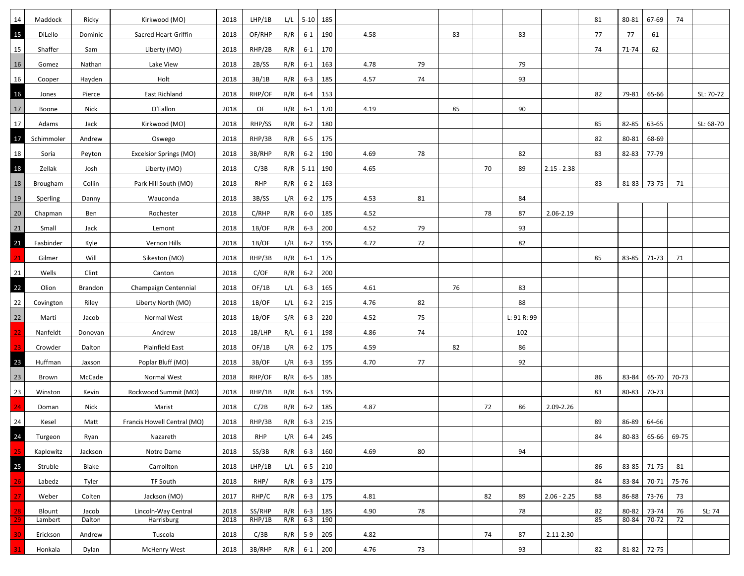| 14 | Maddock | Ricky | Kirkwood (MO) | 2018 | LHP/1B | L/L | 5-10 | 185 | | | | | | | 81 | 80-81 | 67-69 | 74 | |
|---|---|---|---|---|---|---|---|---|---|---|---|---|---|---|---|---|---|---|---|
| 15 | DiLello | Dominic | Sacred Heart-Griffin | 2018 | OF/RHP | R/R | 6-1 | 190 | 4.58 | | 83 | | 83 | | 77 | 77 | 61 | | |
| 15 | Shaffer | Sam | Liberty (MO) | 2018 | RHP/2B | R/R | 6-1 | 170 | | | | | | | 74 | 71-74 | 62 | | |
| 16 | Gomez | Nathan | Lake View | 2018 | 2B/SS | R/R | 6-1 | 163 | 4.78 | 79 | | | 79 | | | | | | |
| 16 | Cooper | Hayden | Holt | 2018 | 3B/1B | R/R | 6-3 | 185 | 4.57 | 74 | | | 93 | | | | | | |
| 16 | Jones | Pierce | East Richland | 2018 | RHP/OF | R/R | 6-4 | 153 | | | | | | | 82 | 79-81 | 65-66 | | SL: 70-72 |
| 17 | Boone | Nick | O'Fallon | 2018 | OF | R/R | 6-1 | 170 | 4.19 | | 85 | | 90 | | | | | | |
| 17 | Adams | Jack | Kirkwood (MO) | 2018 | RHP/SS | R/R | 6-2 | 180 | | | | | | | 85 | 82-85 | 63-65 | | SL: 68-70 |
| 17 | Schimmoler | Andrew | Oswego | 2018 | RHP/3B | R/R | 6-5 | 175 | | | | | | | 82 | 80-81 | 68-69 | | |
| 18 | Soria | Peyton | Excelsior Springs (MO) | 2018 | 3B/RHP | R/R | 6-2 | 190 | 4.69 | 78 | | | 82 | | 83 | 82-83 | 77-79 | | |
| 18 | Zellak | Josh | Liberty (MO) | 2018 | C/3B | R/R | 5-11 | 190 | 4.65 | | | 70 | 89 | 2.15 - 2.38 | | | | | |
| 18 | Brougham | Collin | Park Hill South (MO) | 2018 | RHP | R/R | 6-2 | 163 | | | | | | | 83 | 81-83 | 73-75 | 71 | |
| 19 | Sperling | Danny | Wauconda | 2018 | 3B/SS | L/R | 6-2 | 175 | 4.53 | 81 | | | 84 | | | | | | |
| 20 | Chapman | Ben | Rochester | 2018 | C/RHP | R/R | 6-0 | 185 | 4.52 | | | 78 | 87 | 2.06-2.19 | | | | | |
| 21 | Small | Jack | Lemont | 2018 | 1B/OF | R/R | 6-3 | 200 | 4.52 | 79 | | | 93 | | | | | | |
| 21 | Fasbinder | Kyle | Vernon Hills | 2018 | 1B/OF | L/R | 6-2 | 195 | 4.72 | 72 | | | 82 | | | | | | |
| 21 | Gilmer | Will | Sikeston (MO) | 2018 | RHP/3B | R/R | 6-1 | 175 | | | | | | | 85 | 83-85 | 71-73 | 71 | |
| 21 | Wells | Clint | Canton | 2018 | C/OF | R/R | 6-2 | 200 | | | | | | | | | | | |
| 22 | Olion | Brandon | Champaign Centennial | 2018 | OF/1B | L/L | 6-3 | 165 | 4.61 | | 76 | | 83 | | | | | | |
| 22 | Covington | Riley | Liberty North (MO) | 2018 | 1B/OF | L/L | 6-2 | 215 | 4.76 | 82 | | | 88 | | | | | | |
| 22 | Marti | Jacob | Normal West | 2018 | 1B/OF | S/R | 6-3 | 220 | 4.52 | 75 | | | L: 91 R: 99 | | | | | | |
| 22 | Nanfeldt | Donovan | Andrew | 2018 | 1B/LHP | R/L | 6-1 | 198 | 4.86 | 74 | | | 102 | | | | | | |
| 23 | Crowder | Dalton | Plainfield East | 2018 | OF/1B | L/R | 6-2 | 175 | 4.59 | | 82 | | 86 | | | | | | |
| 23 | Huffman | Jaxson | Poplar Bluff (MO) | 2018 | 3B/OF | L/R | 6-3 | 195 | 4.70 | 77 | | | 92 | | | | | | |
| 23 | Brown | McCade | Normal West | 2018 | RHP/OF | R/R | 6-5 | 185 | | | | | | | 86 | 83-84 | 65-70 | 70-73 | |
| 23 | Winston | Kevin | Rockwood Summit (MO) | 2018 | RHP/1B | R/R | 6-3 | 195 | | | | | | | 83 | 80-83 | 70-73 | | |
| 24 | Doman | Nick | Marist | 2018 | C/2B | R/R | 6-2 | 185 | 4.87 | | | 72 | 86 | 2.09-2.26 | | | | | |
| 24 | Kesel | Matt | Francis Howell Central (MO) | 2018 | RHP/3B | R/R | 6-3 | 215 | | | | | | | 89 | 86-89 | 64-66 | | |
| 24 | Turgeon | Ryan | Nazareth | 2018 | RHP | L/R | 6-4 | 245 | | | | | | | 84 | 80-83 | 65-66 | 69-75 | |
| 25 | Kaplowitz | Jackson | Notre Dame | 2018 | SS/3B | R/R | 6-3 | 160 | 4.69 | 80 | | | 94 | | | | | | |
| 25 | Struble | Blake | Carrollton | 2018 | LHP/1B | L/L | 6-5 | 210 | | | | | | | 86 | 83-85 | 71-75 | 81 | |
| 26 | Labedz | Tyler | TF South | 2018 | RHP/ | R/R | 6-3 | 175 | | | | | | | 84 | 83-84 | 70-71 | 75-76 | |
| 27 | Weber | Colten | Jackson (MO) | 2017 | RHP/C | R/R | 6-3 | 175 | 4.81 | | | 82 | 89 | 2.06 - 2.25 | 88 | 86-88 | 73-76 | 73 | |
| 28 | Blount | Jacob | Lincoln-Way Central | 2018 | SS/RHP | R/R | 6-3 | 185 | 4.90 | 78 | | | 78 | | 82 | 80-82 | 73-74 | 76 | SL: 74 |
| 29 | Lambert | Dalton | Harrisburg | 2018 | RHP/1B | R/R | 6-3 | 190 | | | | | | | 85 | 80-84 | 70-72 | 72 | |
| 30 | Erickson | Andrew | Tuscola | 2018 | C/3B | R/R | 5-9 | 205 | 4.82 | | | 74 | 87 | 2.11-2.30 | | | | | |
| 31 | Honkala | Dylan | McHenry West | 2018 | 3B/RHP | R/R | 6-1 | 200 | 4.76 | 73 | | | 93 | | 82 | 81-82 | 72-75 | | |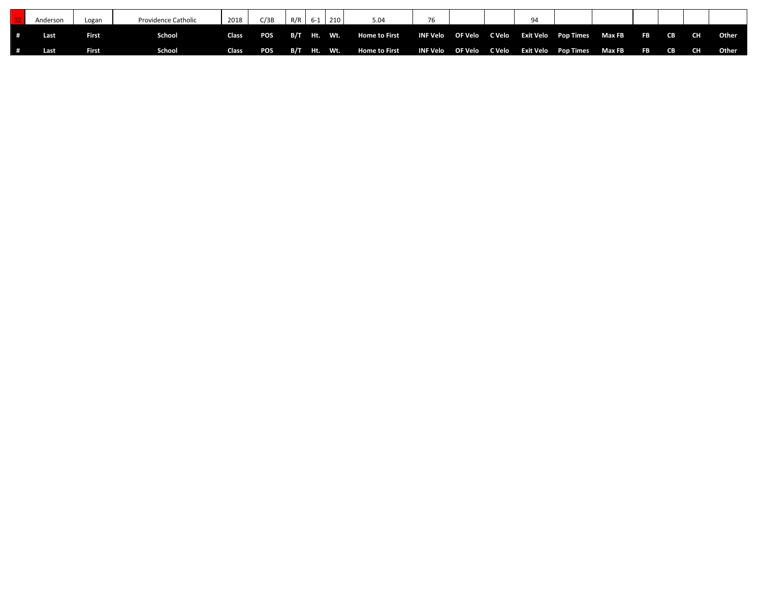| # | Last | First | School | Class | POS | B/T | Ht. | Wt. | Home to First | INF Velo | OF Velo | C Velo | Exit Velo | Pop Times | Max FB | FB | CB | CH | Other |
|---|---|---|---|---|---|---|---|---|---|---|---|---|---|---|---|---|---|---|---|
| 32 | Anderson | Logan | Providence Catholic | 2018 | C/3B | R/R | 6-1 | 210 | 5.04 | 76 | | | 94 | | | | | | |
| # | Last | First | School | Class | POS | B/T | Ht. | Wt. | Home to First | INF Velo | OF Velo | C Velo | Exit Velo | Pop Times | Max FB | FB | CB | CH | Other |
| # | Last | First | School | Class | POS | B/T | Ht. | Wt. | Home to First | INF Velo | OF Velo | C Velo | Exit Velo | Pop Times | Max FB | FB | CB | CH | Other |